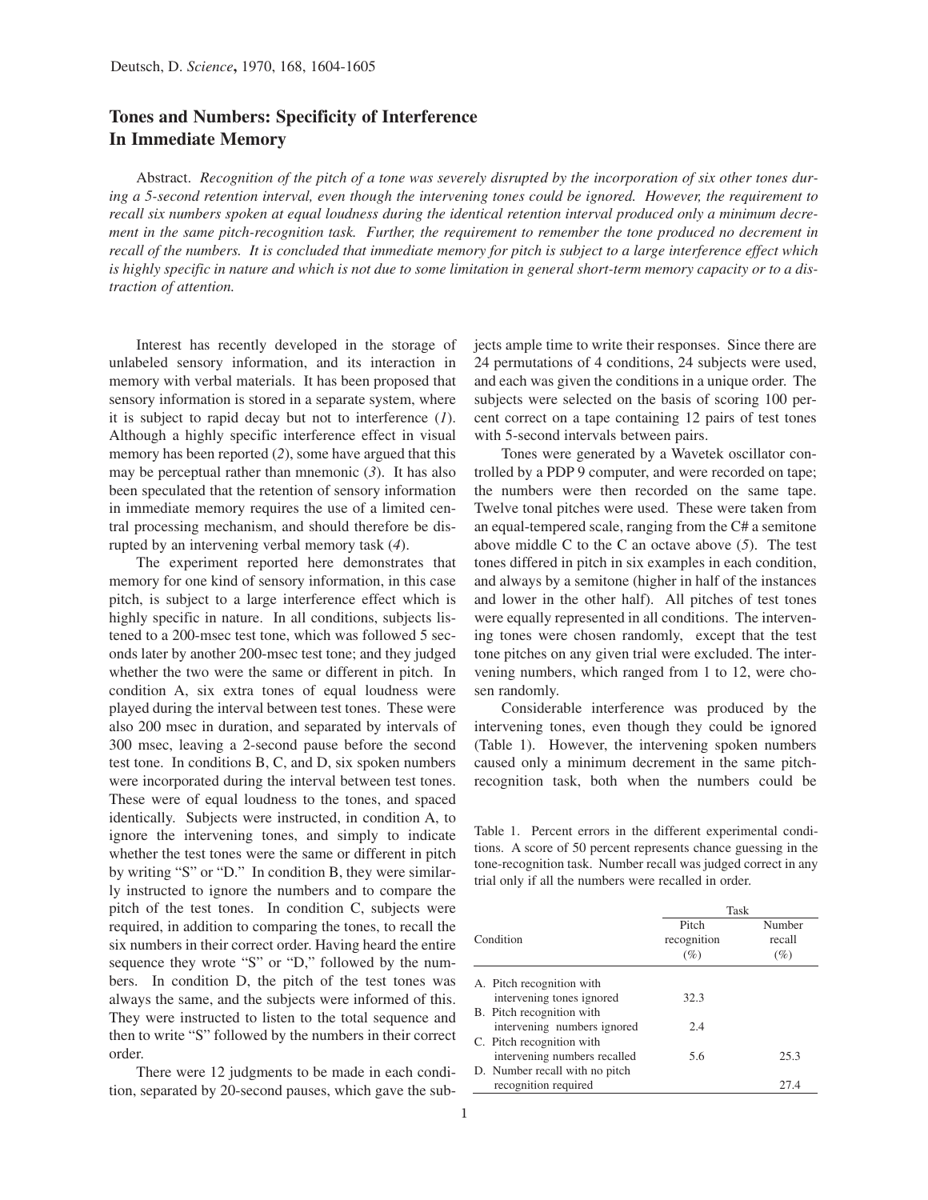Deutsch, D. *Science*, 1970, 168, 1604-1605

# Tones and Numbers: Specificity of Interference In Immediate Memory

Abstract. *Recognition of the pitch of a tone was severely disrupted by the incorporation of six other tones during a 5-second retention interval, even though the intervening tones could be ignored. However, the requirement to recall six numbers spoken at equal loudness during the identical retention interval produced only a minimum decrement in the same pitch-recognition task. Further, the requirement to remember the tone produced no decrement in recall of the numbers. It is concluded that immediate memory for pitch is subject to a large interference effect which is highly specific in nature and which is not due to some limitation in general short-term memory capacity or to a distraction of attention.*

Interest has recently developed in the storage of unlabeled sensory information, and its interaction in memory with verbal materials. It has been proposed that sensory information is stored in a separate system, where it is subject to rapid decay but not to interference (*1*). Although a highly specific interference effect in visual memory has been reported (*2*), some have argued that this may be perceptual rather than mnemonic (*3*). It has also been speculated that the retention of sensory information in immediate memory requires the use of a limited central processing mechanism, and should therefore be disrupted by an intervening verbal memory task (*4*).

The experiment reported here demonstrates that memory for one kind of sensory information, in this case pitch, is subject to a large interference effect which is highly specific in nature. In all conditions, subjects listened to a 200-msec test tone, which was followed 5 seconds later by another 200-msec test tone; and they judged whether the two were the same or different in pitch. In condition A, six extra tones of equal loudness were played during the interval between test tones. These were also 200 msec in duration, and separated by intervals of 300 msec, leaving a 2-second pause before the second test tone. In conditions B, C, and D, six spoken numbers were incorporated during the interval between test tones. These were of equal loudness to the tones, and spaced identically. Subjects were instructed, in condition A, to ignore the intervening tones, and simply to indicate whether the test tones were the same or different in pitch by writing "S" or "D." In condition B, they were similarly instructed to ignore the numbers and to compare the pitch of the test tones. In condition C, subjects were required, in addition to comparing the tones, to recall the six numbers in their correct order. Having heard the entire sequence they wrote "S" or "D," followed by the numbers. In condition D, the pitch of the test tones was always the same, and the subjects were informed of this. They were instructed to listen to the total sequence and then to write "S" followed by the numbers in their correct order.

There were 12 judgments to be made in each condition, separated by 20-second pauses, which gave the subjects ample time to write their responses. Since there are 24 permutations of 4 conditions, 24 subjects were used, and each was given the conditions in a unique order. The subjects were selected on the basis of scoring 100 percent correct on a tape containing 12 pairs of test tones with 5-second intervals between pairs.

Tones were generated by a Wavetek oscillator controlled by a PDP 9 computer, and were recorded on tape; the numbers were then recorded on the same tape. Twelve tonal pitches were used. These were taken from an equal-tempered scale, ranging from the C# a semitone above middle C to the C an octave above (*5*). The test tones differed in pitch in six examples in each condition, and always by a semitone (higher in half of the instances and lower in the other half). All pitches of test tones were equally represented in all conditions. The intervening tones were chosen randomly, except that the test tone pitches on any given trial were excluded. The intervening numbers, which ranged from 1 to 12, were chosen randomly.

Considerable interference was produced by the intervening tones, even though they could be ignored (Table 1). However, the intervening spoken numbers caused only a minimum decrement in the same pitch-recognition task, both when the numbers could be

Table 1. Percent errors in the different experimental conditions. A score of 50 percent represents chance guessing in the tone-recognition task. Number recall was judged correct in any trial only if all the numbers were recalled in order.

| Condition | Task | |
|---|---|---|
| | Pitch recognition (%) | Number recall (%) |
| A. Pitch recognition with intervening tones ignored | 32.3 | |
| B. Pitch recognition with intervening numbers ignored | 2.4 | |
| C. Pitch recognition with intervening numbers recalled | 5.6 | 25.3 |
| D. Number recall with no pitch recognition required | | 27.4 |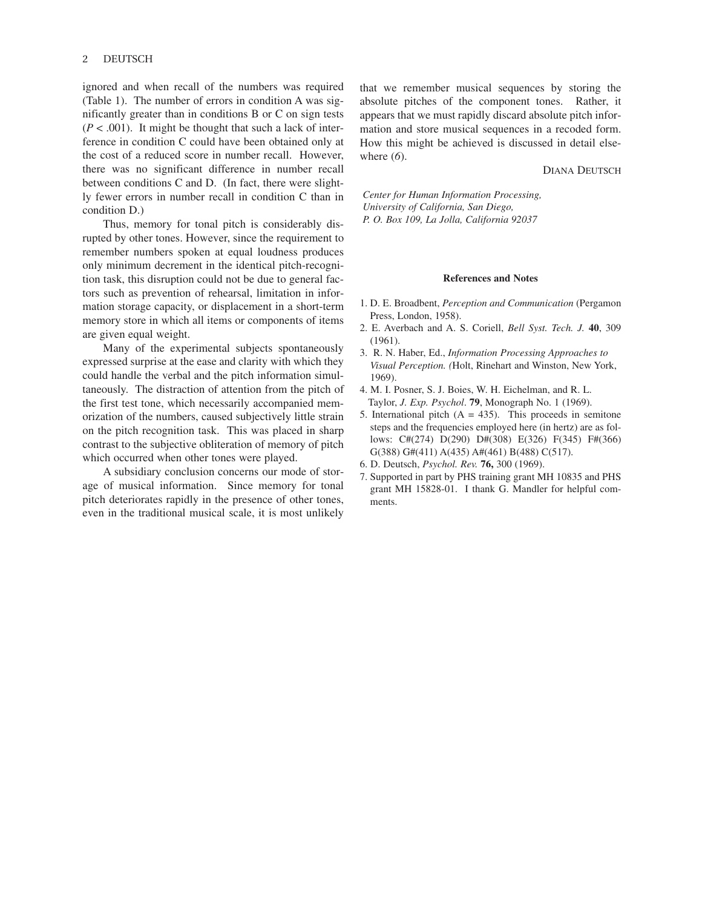ignored and when recall of the numbers was required (Table 1). The number of errors in condition A was significantly greater than in conditions B or C on sign tests ($P < .001$). It might be thought that such a lack of interference in condition C could have been obtained only at the cost of a reduced score in number recall. However, there was no significant difference in number recall between conditions C and D. (In fact, there were slightly fewer errors in number recall in condition C than in condition D.)

Thus, memory for tonal pitch is considerably disrupted by other tones. However, since the requirement to remember numbers spoken at equal loudness produces only minimum decrement in the identical pitch-recognition task, this disruption could not be due to general factors such as prevention of rehearsal, limitation in information storage capacity, or displacement in a short-term memory store in which all items or components of items are given equal weight.

Many of the experimental subjects spontaneously expressed surprise at the ease and clarity with which they could handle the verbal and the pitch information simultaneously. The distraction of attention from the pitch of the first test tone, which necessarily accompanied memorization of the numbers, caused subjectively little strain on the pitch recognition task. This was placed in sharp contrast to the subjective obliteration of memory of pitch which occurred when other tones were played.

A subsidiary conclusion concerns our mode of storage of musical information. Since memory for tonal pitch deteriorates rapidly in the presence of other tones, even in the traditional musical scale, it is most unlikely that we remember musical sequences by storing the absolute pitches of the component tones. Rather, it appears that we must rapidly discard absolute pitch information and store musical sequences in a recoded form. How this might be achieved is discussed in detail elsewhere (*6*).

DIANA DEUTSCH

*Center for Human Information Processing,*
*University of California, San Diego,*
*P. O. Box 109, La Jolla, California 92037*

### References and Notes

1. D. E. Broadbent, *Perception and Communication* (Pergamon Press, London, 1958).
2. E. Averbach and A. S. Coriell, *Bell Syst. Tech. J.* **40**, 309 (1961).
3. R. N. Haber, Ed., *Information Processing Approaches to Visual Perception.* (Holt, Rinehart and Winston, New York, 1969).
4. M. I. Posner, S. J. Boies, W. H. Eichelman, and R. L. Taylor, *J. Exp. Psychol*. **79**, Monograph No. 1 (1969).
5. International pitch (A = 435). This proceeds in semitone steps and the frequencies employed here (in hertz) are as follows: C#(274) D(290) D#(308) E(326) F(345) F#(366) G(388) G#(411) A(435) A#(461) B(488) C(517).
6. D. Deutsch, *Psychol. Rev.* **76,** 300 (1969).
7. Supported in part by PHS training grant MH 10835 and PHS grant MH 15828-01. I thank G. Mandler for helpful comments.